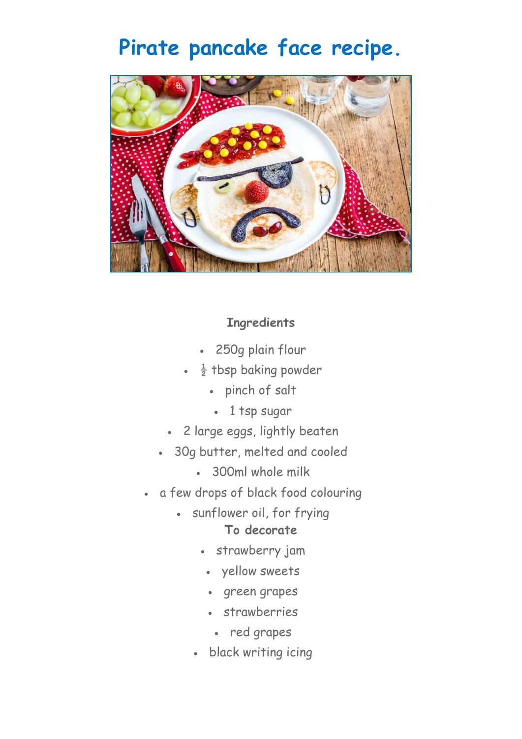# Pirate pancake face recipe.

### Ingredients

- 250g plain flour
- ½ tbsp baking powder
- pinch of salt
- 1 tsp sugar
- 2 large eggs, lightly beaten
- 30g butter, melted and cooled
- 300ml whole milk
- a few drops of black food colouring
- sunflower oil, for frying

**To decorate**

- strawberry jam
- yellow sweets
- green grapes
- strawberries
- red grapes
- black writing icing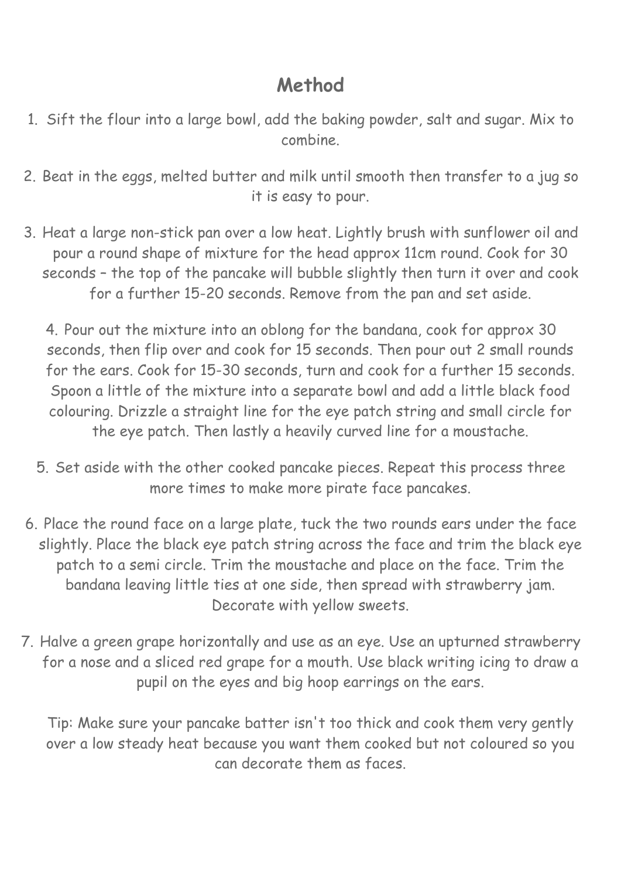## Method

1. Sift the flour into a large bowl, add the baking powder, salt and sugar. Mix to combine.

2. Beat in the eggs, melted butter and milk until smooth then transfer to a jug so it is easy to pour.

3. Heat a large non-stick pan over a low heat. Lightly brush with sunflower oil and pour a round shape of mixture for the head approx 11cm round. Cook for 30 seconds – the top of the pancake will bubble slightly then turn it over and cook for a further 15-20 seconds. Remove from the pan and set aside.

4. Pour out the mixture into an oblong for the bandana, cook for approx 30 seconds, then flip over and cook for 15 seconds. Then pour out 2 small rounds for the ears. Cook for 15-30 seconds, turn and cook for a further 15 seconds. Spoon a little of the mixture into a separate bowl and add a little black food colouring. Drizzle a straight line for the eye patch string and small circle for the eye patch. Then lastly a heavily curved line for a moustache.

5. Set aside with the other cooked pancake pieces. Repeat this process three more times to make more pirate face pancakes.

6. Place the round face on a large plate, tuck the two rounds ears under the face slightly. Place the black eye patch string across the face and trim the black eye patch to a semi circle. Trim the moustache and place on the face. Trim the bandana leaving little ties at one side, then spread with strawberry jam. Decorate with yellow sweets.

7. Halve a green grape horizontally and use as an eye. Use an upturned strawberry for a nose and a sliced red grape for a mouth. Use black writing icing to draw a pupil on the eyes and big hoop earrings on the ears.

Tip: Make sure your pancake batter isn't too thick and cook them very gently over a low steady heat because you want them cooked but not coloured so you can decorate them as faces.